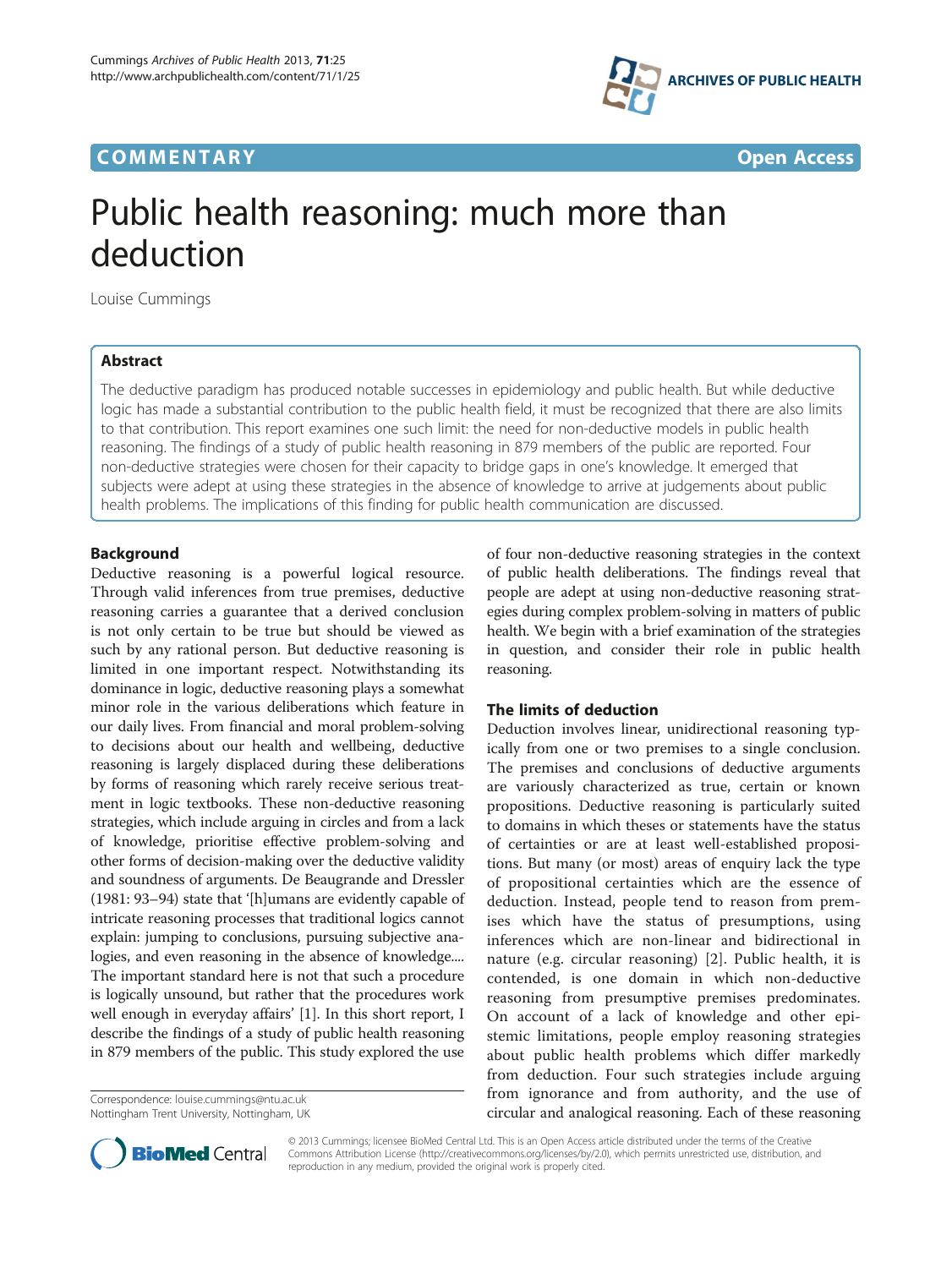COMMENTARY Open Access

# Public health reasoning: much more than deduction

Louise Cummings

## Abstract

The deductive paradigm has produced notable successes in epidemiology and public health. But while deductive logic has made a substantial contribution to the public health field, it must be recognized that there are also limits to that contribution. This report examines one such limit: the need for non-deductive models in public health reasoning. The findings of a study of public health reasoning in 879 members of the public are reported. Four non-deductive strategies were chosen for their capacity to bridge gaps in one's knowledge. It emerged that subjects were adept at using these strategies in the absence of knowledge to arrive at judgements about public health problems. The implications of this finding for public health communication are discussed.

## Background

Deductive reasoning is a powerful logical resource. Through valid inferences from true premises, deductive reasoning carries a guarantee that a derived conclusion is not only certain to be true but should be viewed as such by any rational person. But deductive reasoning is limited in one important respect. Notwithstanding its dominance in logic, deductive reasoning plays a somewhat minor role in the various deliberations which feature in our daily lives. From financial and moral problem-solving to decisions about our health and wellbeing, deductive reasoning is largely displaced during these deliberations by forms of reasoning which rarely receive serious treatment in logic textbooks. These non-deductive reasoning strategies, which include arguing in circles and from a lack of knowledge, prioritise effective problem-solving and other forms of decision-making over the deductive validity and soundness of arguments. De Beaugrande and Dressler (1981: 93–94) state that '[h]umans are evidently capable of intricate reasoning processes that traditional logics cannot explain: jumping to conclusions, pursuing subjective analogies, and even reasoning in the absence of knowledge.... The important standard here is not that such a procedure is logically unsound, but rather that the procedures work well enough in everyday affairs' [1]. In this short report, I describe the findings of a study of public health reasoning in 879 members of the public. This study explored the use of four non-deductive reasoning strategies in the context of public health deliberations. The findings reveal that people are adept at using non-deductive reasoning strategies during complex problem-solving in matters of public health. We begin with a brief examination of the strategies in question, and consider their role in public health reasoning.

## The limits of deduction

Deduction involves linear, unidirectional reasoning typically from one or two premises to a single conclusion. The premises and conclusions of deductive arguments are variously characterized as true, certain or known propositions. Deductive reasoning is particularly suited to domains in which theses or statements have the status of certainties or are at least well-established propositions. But many (or most) areas of enquiry lack the type of propositional certainties which are the essence of deduction. Instead, people tend to reason from premises which have the status of presumptions, using inferences which are non-linear and bidirectional in nature (e.g. circular reasoning) [2]. Public health, it is contended, is one domain in which non-deductive reasoning from presumptive premises predominates. On account of a lack of knowledge and other epistemic limitations, people employ reasoning strategies about public health problems which differ markedly from deduction. Four such strategies include arguing from ignorance and from authority, and the use of circular and analogical reasoning. Each of these reasoning

Correspondence: louise.cummings@ntu.ac.uk
Nottingham Trent University, Nottingham, UK

© 2013 Cummings; licensee BioMed Central Ltd. This is an Open Access article distributed under the terms of the Creative Commons Attribution License (http://creativecommons.org/licenses/by/2.0), which permits unrestricted use, distribution, and reproduction in any medium, provided the original work is properly cited.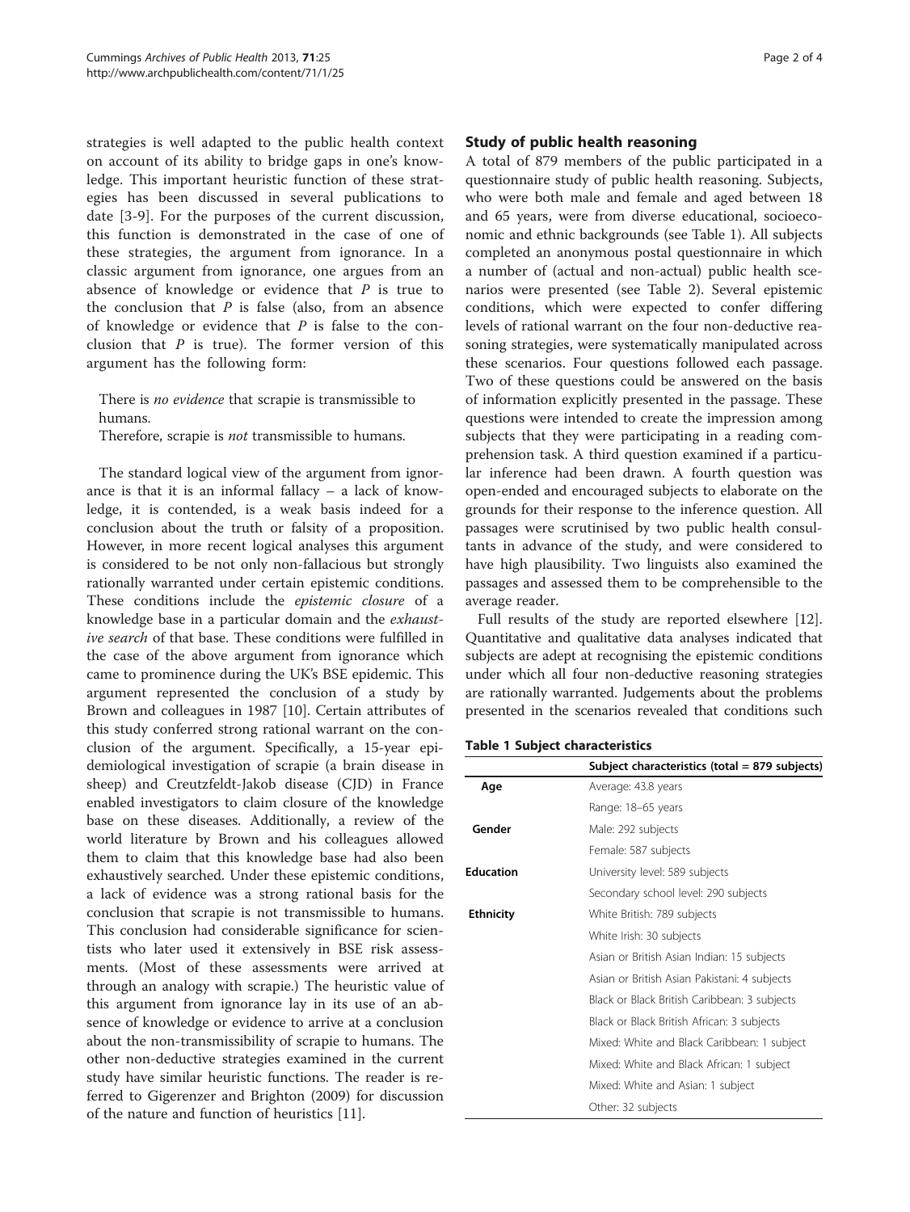strategies is well adapted to the public health context on account of its ability to bridge gaps in one's knowledge. This important heuristic function of these strategies has been discussed in several publications to date [3-9]. For the purposes of the current discussion, this function is demonstrated in the case of one of these strategies, the argument from ignorance. In a classic argument from ignorance, one argues from an absence of knowledge or evidence that $P$ is true to the conclusion that $P$ is false (also, from an absence of knowledge or evidence that $P$ is false to the conclusion that $P$ is true). The former version of this argument has the following form:

There is *no evidence* that scrapie is transmissible to humans.
Therefore, scrapie is *not* transmissible to humans.

The standard logical view of the argument from ignorance is that it is an informal fallacy – a lack of knowledge, it is contended, is a weak basis indeed for a conclusion about the truth or falsity of a proposition. However, in more recent logical analyses this argument is considered to be not only non-fallacious but strongly rationally warranted under certain epistemic conditions. These conditions include the *epistemic closure* of a knowledge base in a particular domain and the *exhaustive search* of that base. These conditions were fulfilled in the case of the above argument from ignorance which came to prominence during the UK's BSE epidemic. This argument represented the conclusion of a study by Brown and colleagues in 1987 [10]. Certain attributes of this study conferred strong rational warrant on the conclusion of the argument. Specifically, a 15-year epidemiological investigation of scrapie (a brain disease in sheep) and Creutzfeldt-Jakob disease (CJD) in France enabled investigators to claim closure of the knowledge base on these diseases. Additionally, a review of the world literature by Brown and his colleagues allowed them to claim that this knowledge base had also been exhaustively searched. Under these epistemic conditions, a lack of evidence was a strong rational basis for the conclusion that scrapie is not transmissible to humans. This conclusion had considerable significance for scientists who later used it extensively in BSE risk assessments. (Most of these assessments were arrived at through an analogy with scrapie.) The heuristic value of this argument from ignorance lay in its use of an absence of knowledge or evidence to arrive at a conclusion about the non-transmissibility of scrapie to humans. The other non-deductive strategies examined in the current study have similar heuristic functions. The reader is referred to Gigerenzer and Brighton (2009) for discussion of the nature and function of heuristics [11].

## Study of public health reasoning

A total of 879 members of the public participated in a questionnaire study of public health reasoning. Subjects, who were both male and female and aged between 18 and 65 years, were from diverse educational, socioeconomic and ethnic backgrounds (see Table 1). All subjects completed an anonymous postal questionnaire in which a number of (actual and non-actual) public health scenarios were presented (see Table 2). Several epistemic conditions, which were expected to confer differing levels of rational warrant on the four non-deductive reasoning strategies, were systematically manipulated across these scenarios. Four questions followed each passage. Two of these questions could be answered on the basis of information explicitly presented in the passage. These questions were intended to create the impression among subjects that they were participating in a reading comprehension task. A third question examined if a particular inference had been drawn. A fourth question was open-ended and encouraged subjects to elaborate on the grounds for their response to the inference question. All passages were scrutinised by two public health consultants in advance of the study, and were considered to have high plausibility. Two linguists also examined the passages and assessed them to be comprehensible to the average reader.

Full results of the study are reported elsewhere [12]. Quantitative and qualitative data analyses indicated that subjects are adept at recognising the epistemic conditions under which all four non-deductive reasoning strategies are rationally warranted. Judgements about the problems presented in the scenarios revealed that conditions such

**Table 1 Subject characteristics**

| | Subject characteristics (total = 879 subjects) |
|---|---|
| **Age** | Average: 43.8 years |
| | Range: 18–65 years |
| **Gender** | Male: 292 subjects |
| | Female: 587 subjects |
| **Education** | University level: 589 subjects |
| | Secondary school level: 290 subjects |
| **Ethnicity** | White British: 789 subjects |
| | White Irish: 30 subjects |
| | Asian or British Asian Indian: 15 subjects |
| | Asian or British Asian Pakistani: 4 subjects |
| | Black or Black British Caribbean: 3 subjects |
| | Black or Black British African: 3 subjects |
| | Mixed: White and Black Caribbean: 1 subject |
| | Mixed: White and Black African: 1 subject |
| | Mixed: White and Asian: 1 subject |
| | Other: 32 subjects |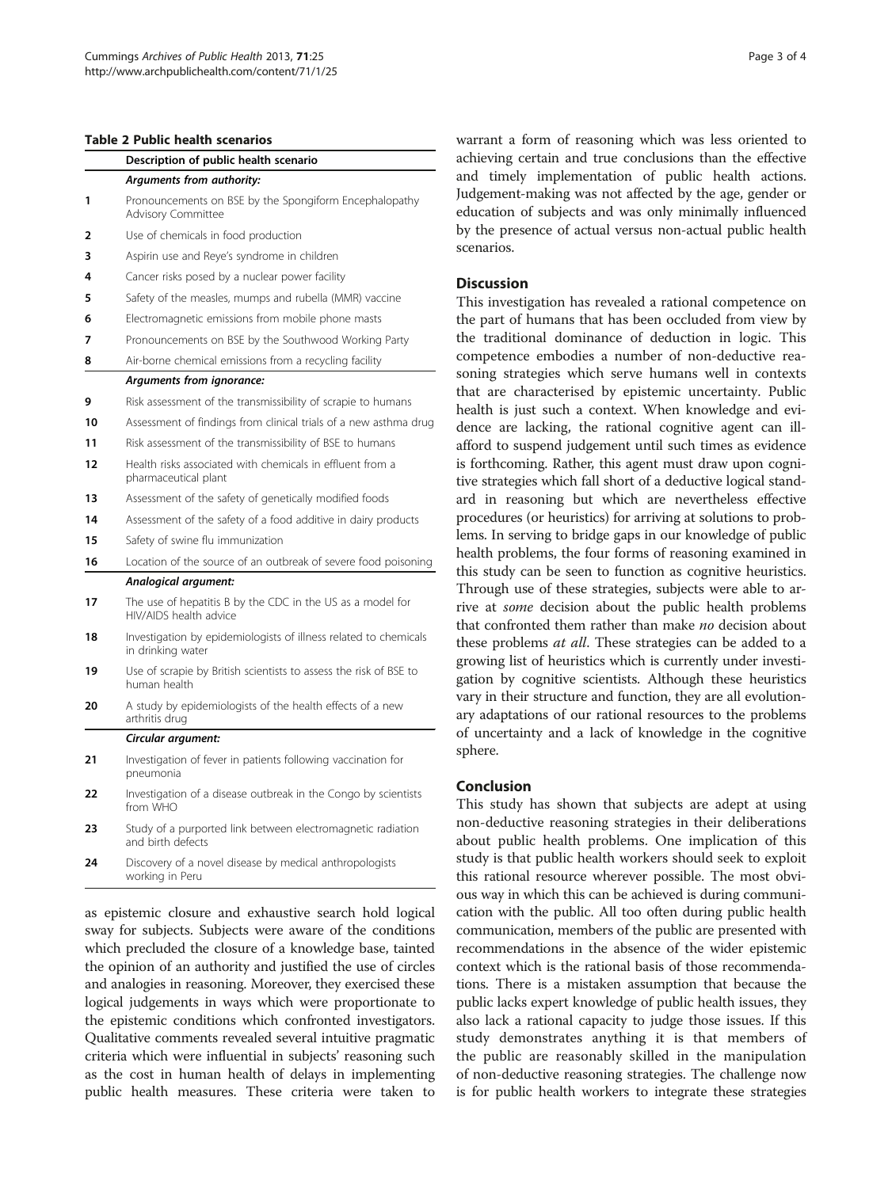**Table 2 Public health scenarios**

| | Description of public health scenario |
|---|---|
| | *Arguments from authority:* |
| 1 | Pronouncements on BSE by the Spongiform Encephalopathy Advisory Committee |
| 2 | Use of chemicals in food production |
| 3 | Aspirin use and Reye's syndrome in children |
| 4 | Cancer risks posed by a nuclear power facility |
| 5 | Safety of the measles, mumps and rubella (MMR) vaccine |
| 6 | Electromagnetic emissions from mobile phone masts |
| 7 | Pronouncements on BSE by the Southwood Working Party |
| 8 | Air-borne chemical emissions from a recycling facility |
| | *Arguments from ignorance:* |
| 9 | Risk assessment of the transmissibility of scrapie to humans |
| 10 | Assessment of findings from clinical trials of a new asthma drug |
| 11 | Risk assessment of the transmissibility of BSE to humans |
| 12 | Health risks associated with chemicals in effluent from a pharmaceutical plant |
| 13 | Assessment of the safety of genetically modified foods |
| 14 | Assessment of the safety of a food additive in dairy products |
| 15 | Safety of swine flu immunization |
| 16 | Location of the source of an outbreak of severe food poisoning |
| | *Analogical argument:* |
| 17 | The use of hepatitis B by the CDC in the US as a model for HIV/AIDS health advice |
| 18 | Investigation by epidemiologists of illness related to chemicals in drinking water |
| 19 | Use of scrapie by British scientists to assess the risk of BSE to human health |
| 20 | A study by epidemiologists of the health effects of a new arthritis drug |
| | *Circular argument:* |
| 21 | Investigation of fever in patients following vaccination for pneumonia |
| 22 | Investigation of a disease outbreak in the Congo by scientists from WHO |
| 23 | Study of a purported link between electromagnetic radiation and birth defects |
| 24 | Discovery of a novel disease by medical anthropologists working in Peru |

as epistemic closure and exhaustive search hold logical sway for subjects. Subjects were aware of the conditions which precluded the closure of a knowledge base, tainted the opinion of an authority and justified the use of circles and analogies in reasoning. Moreover, they exercised these logical judgements in ways which were proportionate to the epistemic conditions which confronted investigators. Qualitative comments revealed several intuitive pragmatic criteria which were influential in subjects' reasoning such as the cost in human health of delays in implementing public health measures. These criteria were taken to warrant a form of reasoning which was less oriented to achieving certain and true conclusions than the effective and timely implementation of public health actions. Judgement-making was not affected by the age, gender or education of subjects and was only minimally influenced by the presence of actual versus non-actual public health scenarios.

## Discussion

This investigation has revealed a rational competence on the part of humans that has been occluded from view by the traditional dominance of deduction in logic. This competence embodies a number of non-deductive reasoning strategies which serve humans well in contexts that are characterised by epistemic uncertainty. Public health is just such a context. When knowledge and evidence are lacking, the rational cognitive agent can ill-afford to suspend judgement until such times as evidence is forthcoming. Rather, this agent must draw upon cognitive strategies which fall short of a deductive logical standard in reasoning but which are nevertheless effective procedures (or heuristics) for arriving at solutions to problems. In serving to bridge gaps in our knowledge of public health problems, the four forms of reasoning examined in this study can be seen to function as cognitive heuristics. Through use of these strategies, subjects were able to arrive at *some* decision about the public health problems that confronted them rather than make *no* decision about these problems *at all*. These strategies can be added to a growing list of heuristics which is currently under investigation by cognitive scientists. Although these heuristics vary in their structure and function, they are all evolutionary adaptations of our rational resources to the problems of uncertainty and a lack of knowledge in the cognitive sphere.

## Conclusion

This study has shown that subjects are adept at using non-deductive reasoning strategies in their deliberations about public health problems. One implication of this study is that public health workers should seek to exploit this rational resource wherever possible. The most obvious way in which this can be achieved is during communication with the public. All too often during public health communication, members of the public are presented with recommendations in the absence of the wider epistemic context which is the rational basis of those recommendations. There is a mistaken assumption that because the public lacks expert knowledge of public health issues, they also lack a rational capacity to judge those issues. If this study demonstrates anything it is that members of the public are reasonably skilled in the manipulation of non-deductive reasoning strategies. The challenge now is for public health workers to integrate these strategies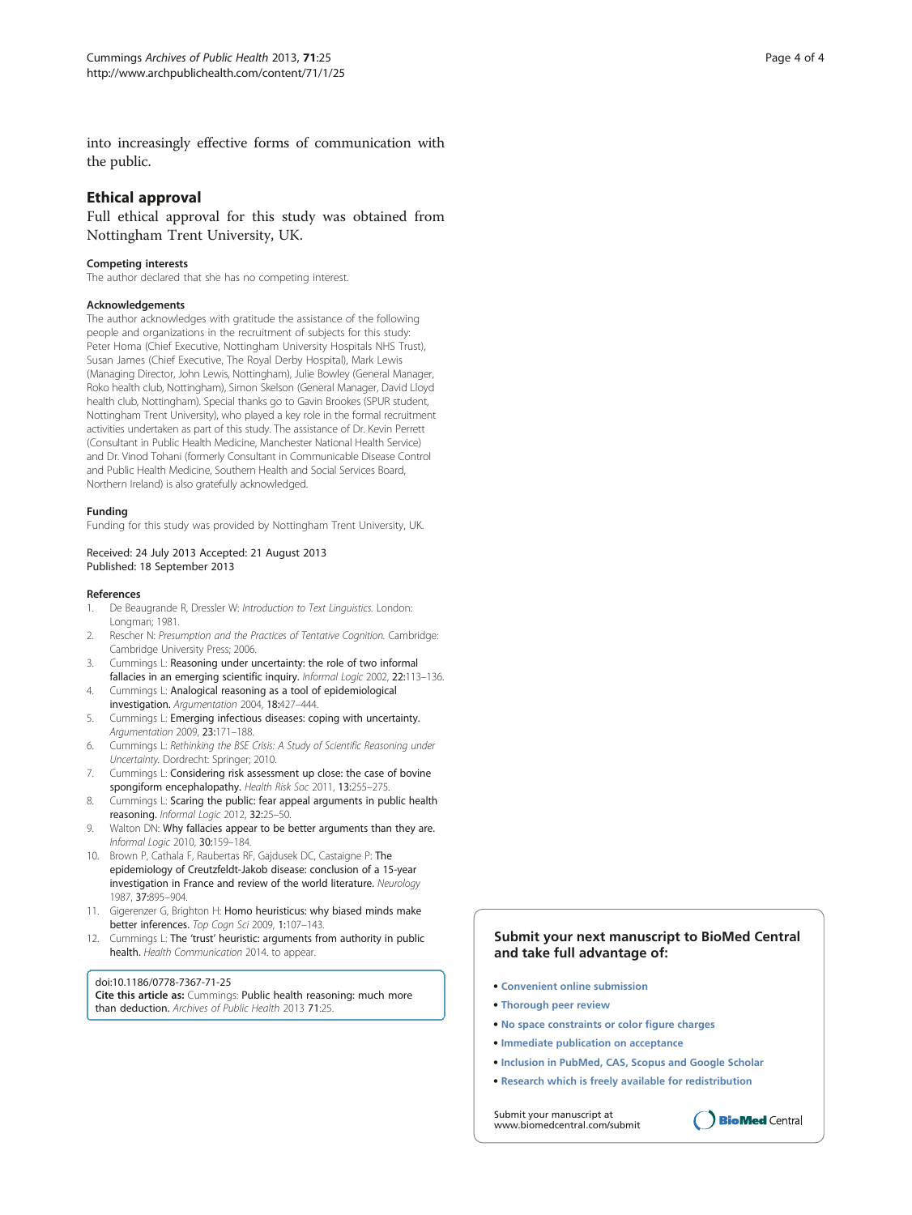into increasingly effective forms of communication with the public.

## Ethical approval

Full ethical approval for this study was obtained from Nottingham Trent University, UK.

### Competing interests

The author declared that she has no competing interest.

### Acknowledgements

The author acknowledges with gratitude the assistance of the following people and organizations in the recruitment of subjects for this study: Peter Homa (Chief Executive, Nottingham University Hospitals NHS Trust), Susan James (Chief Executive, The Royal Derby Hospital), Mark Lewis (Managing Director, John Lewis, Nottingham), Julie Bowley (General Manager, Roko health club, Nottingham), Simon Skelson (General Manager, David Lloyd health club, Nottingham). Special thanks go to Gavin Brookes (SPUR student, Nottingham Trent University), who played a key role in the formal recruitment activities undertaken as part of this study. The assistance of Dr. Kevin Perrett (Consultant in Public Health Medicine, Manchester National Health Service) and Dr. Vinod Tohani (formerly Consultant in Communicable Disease Control and Public Health Medicine, Southern Health and Social Services Board, Northern Ireland) is also gratefully acknowledged.

### Funding

Funding for this study was provided by Nottingham Trent University, UK.

Received: 24 July 2013 Accepted: 21 August 2013
Published: 18 September 2013

### References

1. De Beaugrande R, Dressler W: *Introduction to Text Linguistics.* London: Longman; 1981.
2. Rescher N: *Presumption and the Practices of Tentative Cognition.* Cambridge: Cambridge University Press; 2006.
3. Cummings L: **Reasoning under uncertainty: the role of two informal fallacies in an emerging scientific inquiry.** *Informal Logic* 2002, **22:**113–136.
4. Cummings L: **Analogical reasoning as a tool of epidemiological investigation.** *Argumentation* 2004, **18:**427–444.
5. Cummings L: **Emerging infectious diseases: coping with uncertainty.** *Argumentation* 2009, **23:**171–188.
6. Cummings L: *Rethinking the BSE Crisis: A Study of Scientific Reasoning under Uncertainty.* Dordrecht: Springer; 2010.
7. Cummings L: **Considering risk assessment up close: the case of bovine spongiform encephalopathy.** *Health Risk Soc* 2011, **13:**255–275.
8. Cummings L: **Scaring the public: fear appeal arguments in public health reasoning.** *Informal Logic* 2012, **32:**25–50.
9. Walton DN: **Why fallacies appear to be better arguments than they are.** *Informal Logic* 2010, **30:**159–184.
10. Brown P, Cathala F, Raubertas RF, Gajdusek DC, Castaigne P: **The epidemiology of Creutzfeldt-Jakob disease: conclusion of a 15-year investigation in France and review of the world literature.** *Neurology* 1987, **37:**895–904.
11. Gigerenzer G, Brighton H: **Homo heuristicus: why biased minds make better inferences.** *Top Cogn Sci* 2009, **1:**107–143.
12. Cummings L: **The 'trust' heuristic: arguments from authority in public health.** *Health Communication* 2014. to appear.

doi:10.1186/0778-7367-71-25
**Cite this article as:** Cummings: Public health reasoning: much more than deduction. *Archives of Public Health* 2013 **71**:25.

**Submit your next manuscript to BioMed Central and take full advantage of:**

- **Convenient online submission**
- **Thorough peer review**
- **No space constraints or color figure charges**
- **Immediate publication on acceptance**
- **Inclusion in PubMed, CAS, Scopus and Google Scholar**
- **Research which is freely available for redistribution**

Submit your manuscript at
www.biomedcentral.com/submit

BioMed Central